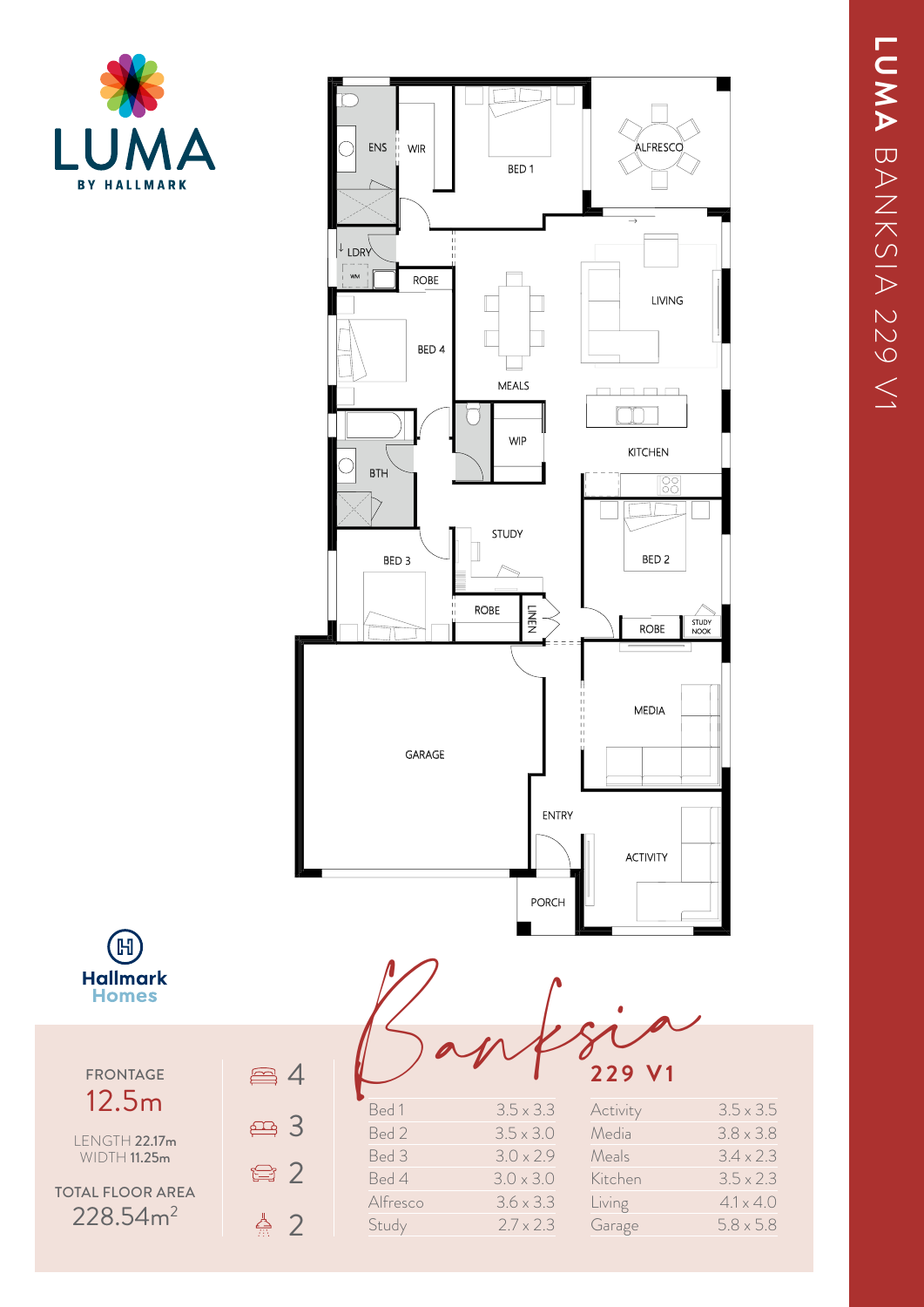# LUMA BANKSIA 229 V1

LUMA
BY HALLMARK

ENS
WIR
BED 1
ALFRESCO
LDRY
ROBE
LIVING
BED 4
MEALS
WIP
KITCHEN
BTH
STUDY
BED 3
BED 2
ROBE
LINEN
ROBE
STUDY NOOK
MEDIA
GARAGE
ENTRY
ACTIVITY
PORCH

Hallmark Homes

## Banksia 229 V1

FRONTAGE
12.5m

LENGTH **22.17m**
WIDTH **11.25m**

TOTAL FLOOR AREA
$228.54m^2$

4 | 3 | 2 | 2

| Room | Size | Room | Size |
|---|---|---|---|
| Bed 1 | 3.5 x 3.3 | Activity | 3.5 x 3.5 |
| Bed 2 | 3.5 x 3.0 | Media | 3.8 x 3.8 |
| Bed 3 | 3.0 x 2.9 | Meals | 3.4 x 2.3 |
| Bed 4 | 3.0 x 3.0 | Kitchen | 3.5 x 2.3 |
| Alfresco | 3.6 x 3.3 | Living | 4.1 x 4.0 |
| Study | 2.7 x 2.3 | Garage | 5.8 x 5.8 |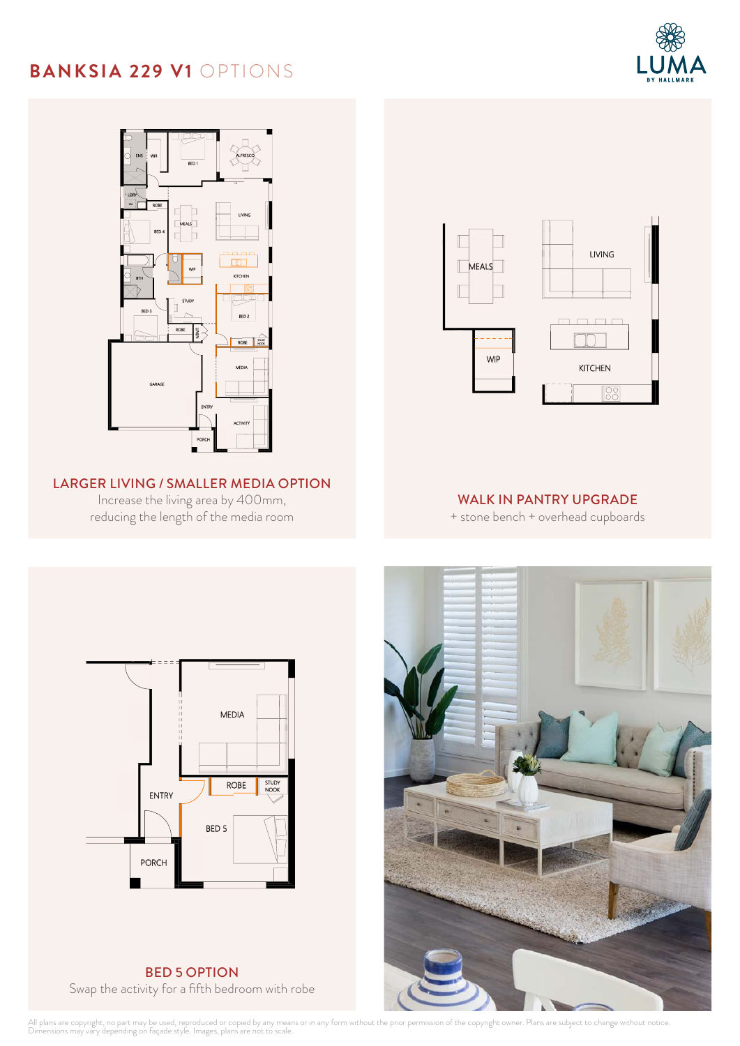# BANKSIA 229 V1 OPTIONS

LUMA BY HALLMARK

ENS
WIR
BED 1
ALFRESCO
LDRY
ROBE
MEALS
LIVING
BED 4
WIP
KITCHEN
BTH
STUDY
BED 3
BED 2
ROBE
LINEN
ROBE
STUDY NOOK
MEDIA
GARAGE
ENTRY
ACTIVITY
PORCH

## LARGER LIVING / SMALLER MEDIA OPTION

Increase the living area by 400mm, reducing the length of the media room

MEALS
LIVING
WIP
KITCHEN

## WALK IN PANTRY UPGRADE

+ stone bench + overhead cupboards

MEDIA
ROBE
STUDY NOOK
ENTRY
BED 5
PORCH

## BED 5 OPTION

Swap the activity for a fifth bedroom with robe

All plans are copyright, no part may be used, reproduced or copied by any means or in any form without the prior permission of the copyright owner. Plans are subject to change without notice. Dimensions may vary depending on façade style. Images, plans are not to scale.